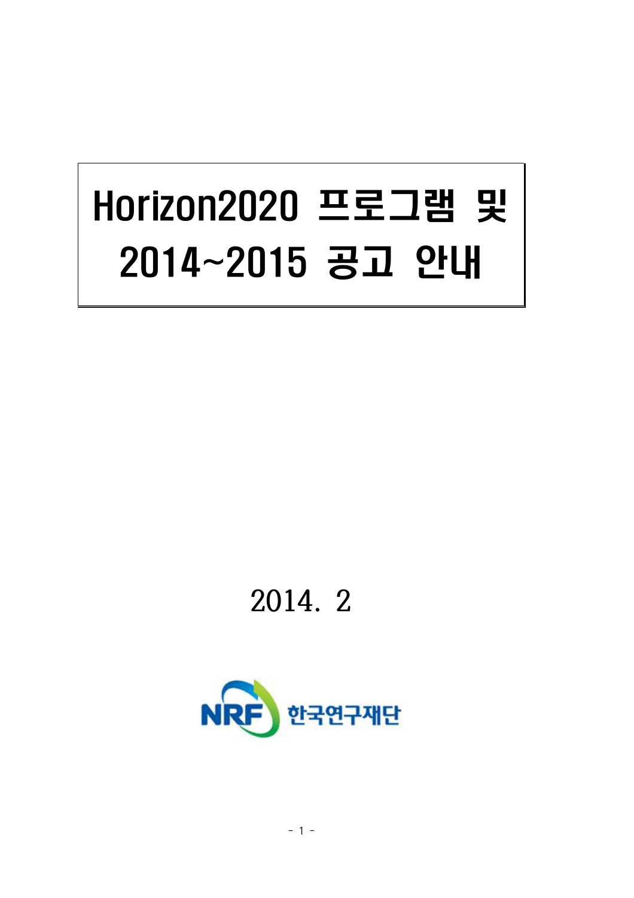# Horizon2020 프로그램 및 2014~2015 공고 안내

2014. 2

NRF 한국연구재단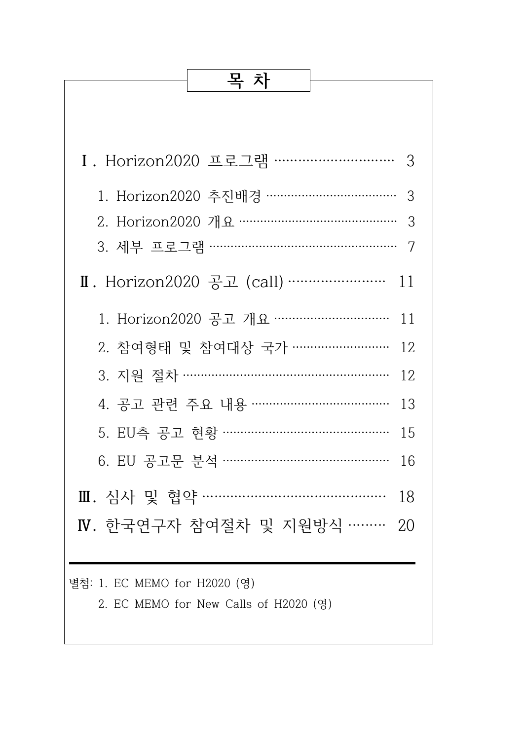# 목 차

Ⅰ. Horizon2020 프로그램 ····························· 3

1. Horizon2020 추진배경 ··································· 3
2. Horizon2020 개요 ·········································· 3
3. 세부 프로그램 ················································ 7

Ⅱ. Horizon2020 공고 (call) ······················· 11

1. Horizon2020 공고 개요 ······························ 11
2. 참여형태 및 참여대상 국가 ························· 12
3. 지원 절차 ······················································ 12
4. 공고 관련 주요 내용 ···································· 13
5. EU측 공고 현황 ············································ 15
6. EU 공고문 분석 ············································ 16

Ⅲ. 심사 및 협약 ············································· 18

Ⅳ. 한국연구자 참여절차 및 지원방식 ········· 20

---

별첨: 1. EC MEMO for H2020 (영)

2. EC MEMO for New Calls of H2020 (영)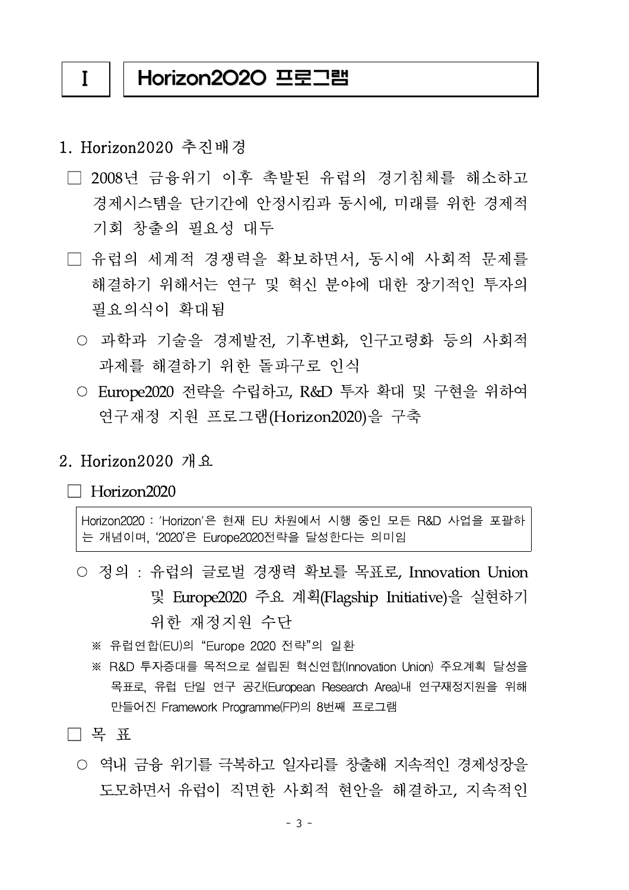# Ⅰ Horizon2020 프로그램

## 1. Horizon2020 추진배경

□ 2008년 금융위기 이후 촉발된 유럽의 경기침체를 해소하고 경제시스템을 단기간에 안정시킴과 동시에, 미래를 위한 경제적 기회 창출의 필요성 대두

□ 유럽의 세계적 경쟁력을 확보하면서, 동시에 사회적 문제를 해결하기 위해서는 연구 및 혁신 분야에 대한 장기적인 투자의 필요의식이 확대됨

- ○ 과학과 기술을 경제발전, 기후변화, 인구고령화 등의 사회적 과제를 해결하기 위한 돌파구로 인식
- ○ Europe2020 전략을 수립하고, R&D 투자 확대 및 구현을 위하여 연구재정 지원 프로그램(Horizon2020)을 구축

## 2. Horizon2020 개요

□ Horizon2020

> Horizon2020 : 'Horizon'은 현재 EU 차원에서 시행 중인 모든 R&D 사업을 포괄하는 개념이며, '2020'은 Europe2020전략을 달성한다는 의미임

- ○ 정의 : 유럽의 글로벌 경쟁력 확보를 목표로, Innovation Union 및 Europe2020 주요 계획(Flagship Initiative)을 실현하기 위한 재정지원 수단
  - ※ 유럽연합(EU)의 "Europe 2020 전략"의 일환
  - ※ R&D 투자증대를 목적으로 설립된 혁신연합(Innovation Union) 주요계획 달성을 목표로, 유럽 단일 연구 공간(European Research Area)내 연구재정지원을 위해 만들어진 Framework Programme(FP)의 8번째 프로그램

□ 목 표

- ○ 역내 금융 위기를 극복하고 일자리를 창출해 지속적인 경제성장을 도모하면서 유럽이 직면한 사회적 현안을 해결하고, 지속적인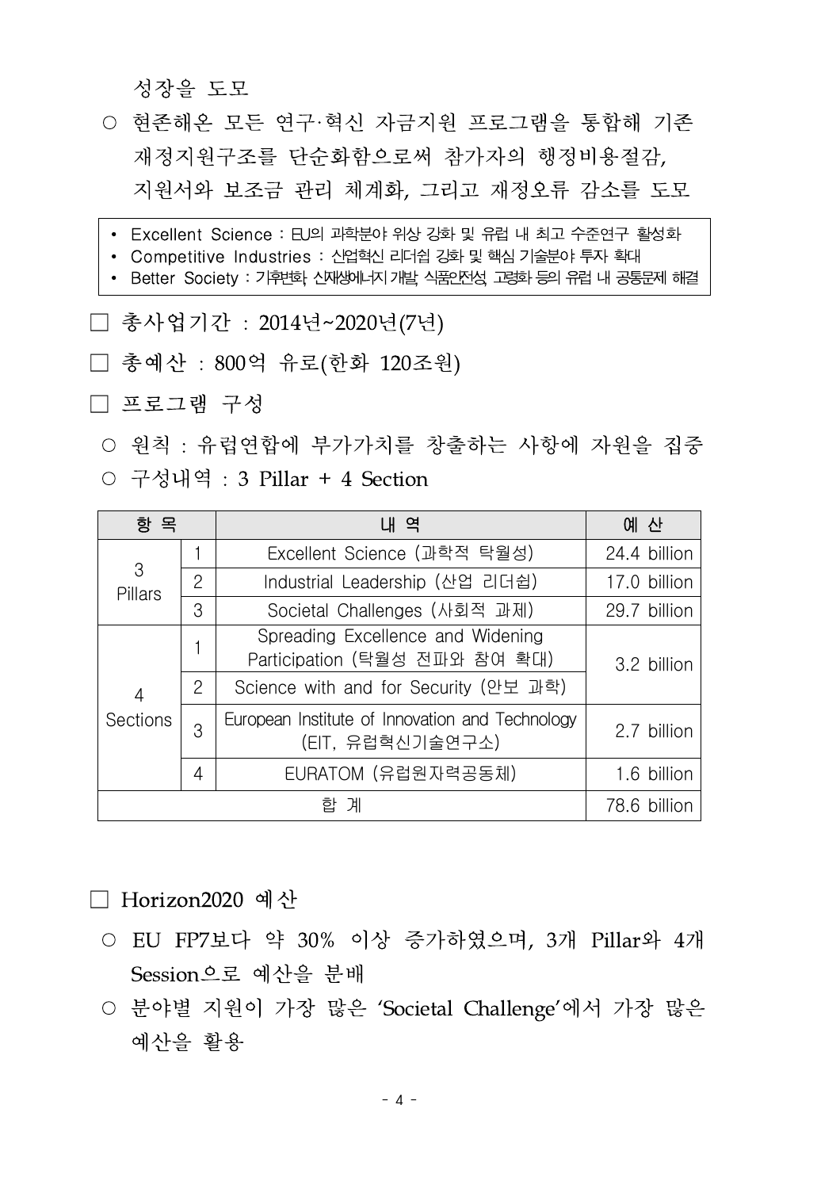성장을 도모

○ 현존해온 모든 연구·혁신 자금지원 프로그램을 통합해 기존 재정지원구조를 단순화함으로써 참가자의 행정비용절감, 지원서와 보조금 관리 체계화, 그리고 재정오류 감소를 도모

- Excellent Science : EU의 과학분야 위상 강화 및 유럽 내 최고 수준연구 활성화
- Competitive Industries : 산업혁신 리더쉽 강화 및 핵심 기술분야 투자 확대
- Better Society : 기후변화, 신재생에너지 개발, 식품안전성, 고령화 등의 유럽 내 공통문제 해결

□ 총사업기간 : 2014년~2020년(7년)

□ 총예산 : 800억 유로(한화 120조원)

□ 프로그램 구성

○ 원칙 : 유럽연합에 부가가치를 창출하는 사항에 자원을 집중

○ 구성내역 : 3 Pillar + 4 Section

| 항 목 | | 내 역 | 예 산 |
|---|---|---|---|
| 3 Pillars | 1 | Excellent Science (과학적 탁월성) | 24.4 billion |
| | 2 | Industrial Leadership (산업 리더쉽) | 17.0 billion |
| | 3 | Societal Challenges (사회적 과제) | 29.7 billion |
| 4 Sections | 1 | Spreading Excellence and Widening Participation (탁월성 전파와 참여 확대) | 3.2 billion |
| | 2 | Science with and for Security (안보 과학) | |
| | 3 | European Institute of Innovation and Technology (EIT, 유럽혁신기술연구소) | 2.7 billion |
| | 4 | EURATOM (유럽원자력공동체) | 1.6 billion |
| 합 계 | | | 78.6 billion |

□ Horizon2020 예산

○ EU FP7보다 약 30% 이상 증가하였으며, 3개 Pillar와 4개 Session으로 예산을 분배

○ 분야별 지원이 가장 많은 'Societal Challenge'에서 가장 많은 예산을 활용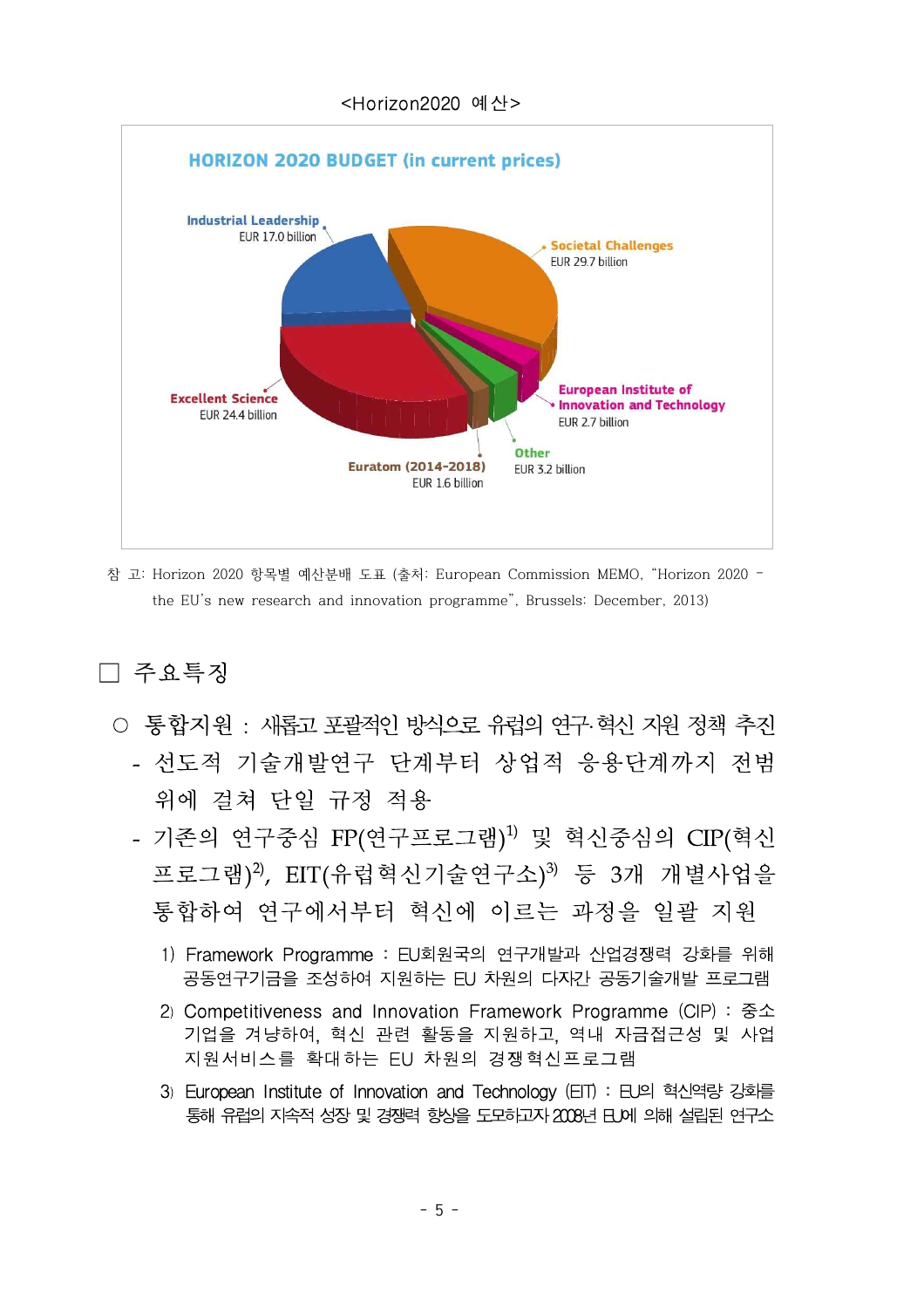<Horizon2020 예산>

HORIZON 2020 BUDGET (in current prices)

Industrial Leadership
EUR 17.0 billion

Societal Challenges
EUR 29.7 billion

Excellent Science
EUR 24.4 billion

European Institute of Innovation and Technology
EUR 2.7 billion

Other
EUR 3.2 billion

Euratom (2014-2018)
EUR 1.6 billion

참 고: Horizon 2020 항목별 예산분배 도표 (출처: European Commission MEMO, "Horizon 2020 – the EU's new research and innovation programme", Brussels: December, 2013)

## □ 주요특징

○ 통합지원 : 새롭고 포괄적인 방식으로 유럽의 연구·혁신 지원 정책 추진

- 선도적 기술개발연구 단계부터 상업적 응용단계까지 전범위에 걸쳐 단일 규정 적용
- 기존의 연구중심 FP(연구프로그램)[1] 및 혁신중심의 CIP(혁신프로그램)[2], EIT(유럽혁신기술연구소)[3] 등 3개 개별사업을 통합하여 연구에서부터 혁신에 이르는 과정을 일괄 지원

1) Framework Programme : EU회원국의 연구개발과 산업경쟁력 강화를 위해 공동연구기금을 조성하여 지원하는 EU 차원의 다자간 공동기술개발 프로그램

2) Competitiveness and Innovation Framework Programme (CIP) : 중소기업을 겨냥하여, 혁신 관련 활동을 지원하고, 역내 자금접근성 및 사업지원서비스를 확대하는 EU 차원의 경쟁혁신프로그램

3) European Institute of Innovation and Technology (EIT) : EU의 혁신역량 강화를 통해 유럽의 지속적 성장 및 경쟁력 향상을 도모하고자 2008년 EU에 의해 설립된 연구소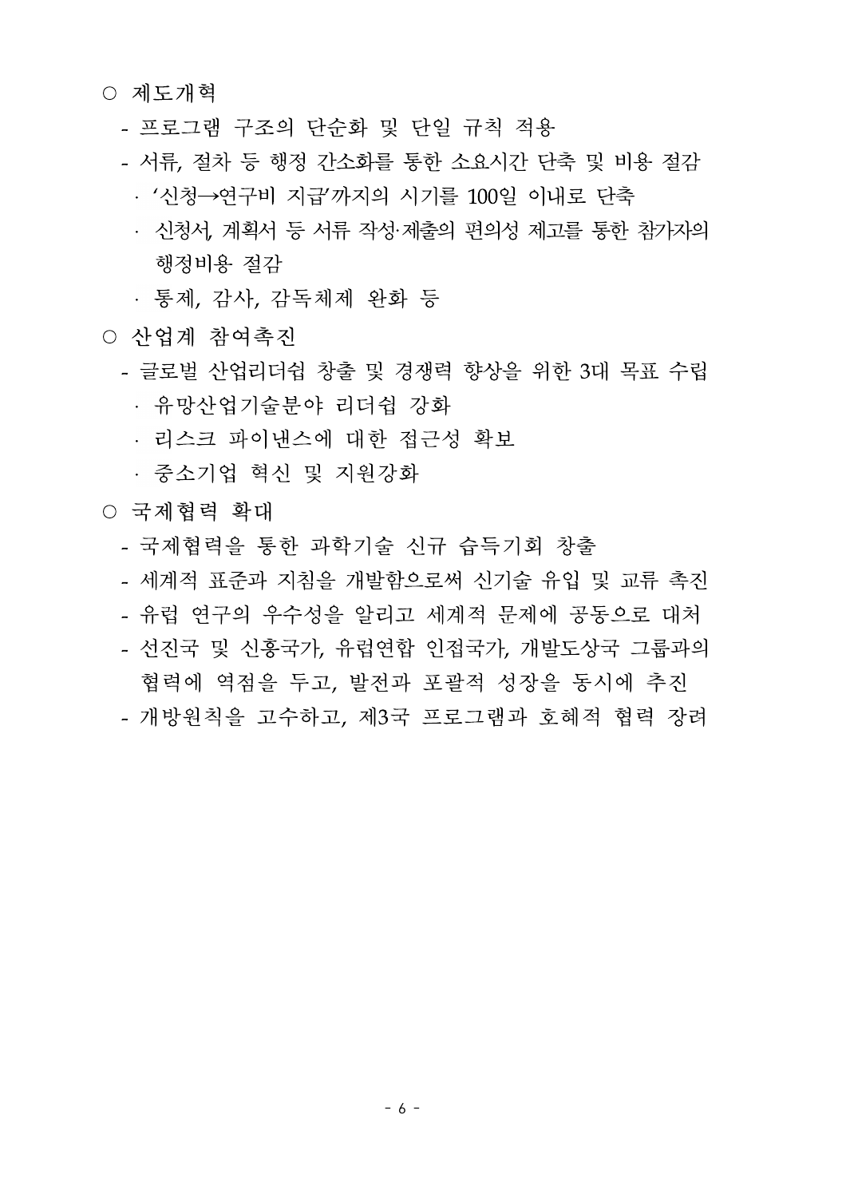○ 제도개혁

- 프로그램 구조의 단순화 및 단일 규칙 적용
- 서류, 절차 등 행정 간소화를 통한 소요시간 단축 및 비용 절감
  - ‘신청→연구비 지급’까지의 시기를 100일 이내로 단축
  - 신청서, 계획서 등 서류 작성·제출의 편의성 제고를 통한 참가자의 행정비용 절감
  - 통제, 감사, 감독체제 완화 등

○ 산업계 참여촉진

- 글로벌 산업리더십 창출 및 경쟁력 향상을 위한 3대 목표 수립
  - 유망산업기술분야 리더십 강화
  - 리스크 파이낸스에 대한 접근성 확보
  - 중소기업 혁신 및 지원강화

○ 국제협력 확대

- 국제협력을 통한 과학기술 신규 습득기회 창출
- 세계적 표준과 지침을 개발함으로써 신기술 유입 및 교류 촉진
- 유럽 연구의 우수성을 알리고 세계적 문제에 공동으로 대처
- 선진국 및 신흥국가, 유럽연합 인접국가, 개발도상국 그룹과의 협력에 역점을 두고, 발전과 포괄적 성장을 동시에 추진
- 개방원칙을 고수하고, 제3국 프로그램과 호혜적 협력 장려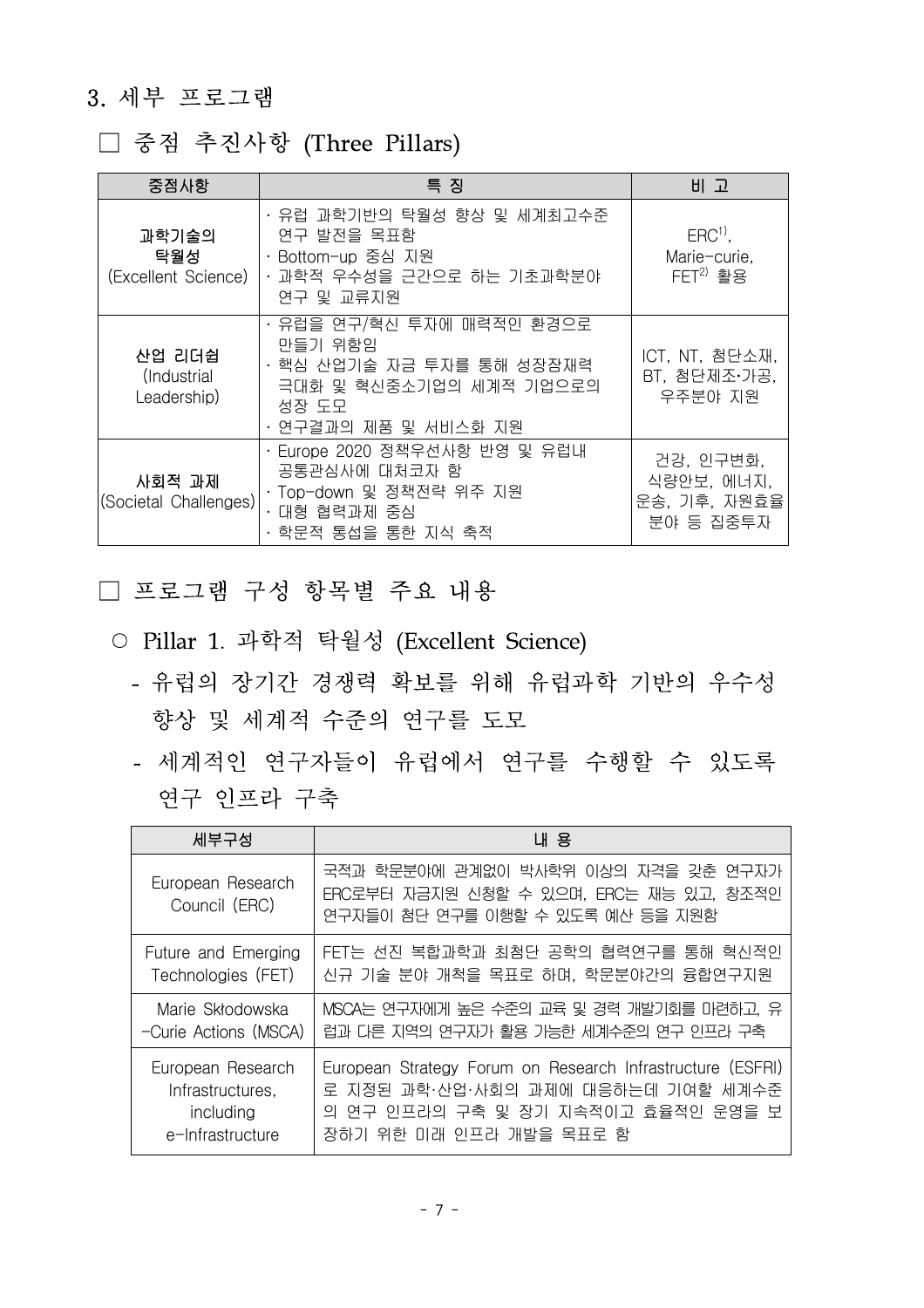## 3. 세부 프로그램

### □ 중점 추진사항 (Three Pillars)

| 중점사항 | 특 징 | 비 고 |
|---|---|---|
| 과학기술의 탁월성 (Excellent Science) | · 유럽 과학기반의 탁월성 향상 및 세계최고수준 연구 발전을 목표함<br>· Bottom-up 중심 지원<br>· 과학적 우수성을 근간으로 하는 기초과학분야 연구 및 교류지원 | ERC[1], Marie-curie, FET[2] 활용 |
| 산업 리더쉽 (Industrial Leadership) | · 유럽을 연구/혁신 투자에 매력적인 환경으로 만들기 위함임<br>· 핵심 산업기술 자금 투자를 통해 성장잠재력 극대화 및 혁신중소기업의 세계적 기업으로의 성장 도모<br>· 연구결과의 제품 및 서비스화 지원 | ICT, NT, 첨단소재, BT, 첨단제조·가공, 우주분야 지원 |
| 사회적 과제 (Societal Challenges) | · Europe 2020 정책우선사항 반영 및 유럽내 공통관심사에 대처코자 함<br>· Top-down 및 정책전략 위주 지원<br>· 대형 협력과제 중심<br>· 학문적 통섭을 통한 지식 축적 | 건강, 인구변화, 식량안보, 에너지, 운송, 기후, 자원효율 분야 등 집중투자 |

### □ 프로그램 구성 항목별 주요 내용

○ Pillar 1. 과학적 탁월성 (Excellent Science)

- 유럽의 장기간 경쟁력 확보를 위해 유럽과학 기반의 우수성 향상 및 세계적 수준의 연구를 도모
- 세계적인 연구자들이 유럽에서 연구를 수행할 수 있도록 연구 인프라 구축

| 세부구성 | 내 용 |
|---|---|
| European Research Council (ERC) | 국적과 학문분야에 관계없이 박사학위 이상의 자격을 갖춘 연구자가 ERC로부터 자금지원 신청할 수 있으며, ERC는 재능 있고, 창조적인 연구자들이 첨단 연구를 이행할 수 있도록 예산 등을 지원함 |
| Future and Emerging Technologies (FET) | FET는 선진 복합과학과 최첨단 공학의 협력연구를 통해 혁신적인 신규 기술 분야 개척을 목표로 하며, 학문분야간의 융합연구지원 |
| Marie Skłodowska -Curie Actions (MSCA) | MSCA는 연구자에게 높은 수준의 교육 및 경력 개발기회를 마련하고, 유럽과 다른 지역의 연구자가 활용 가능한 세계수준의 연구 인프라 구축 |
| European Research Infrastructures, including e-Infrastructure | European Strategy Forum on Research Infrastructure (ESFRI)로 지정된 과학·산업·사회의 과제에 대응하는데 기여할 세계수준의 연구 인프라의 구축 및 장기 지속적이고 효율적인 운영을 보장하기 위한 미래 인프라 개발을 목표로 함 |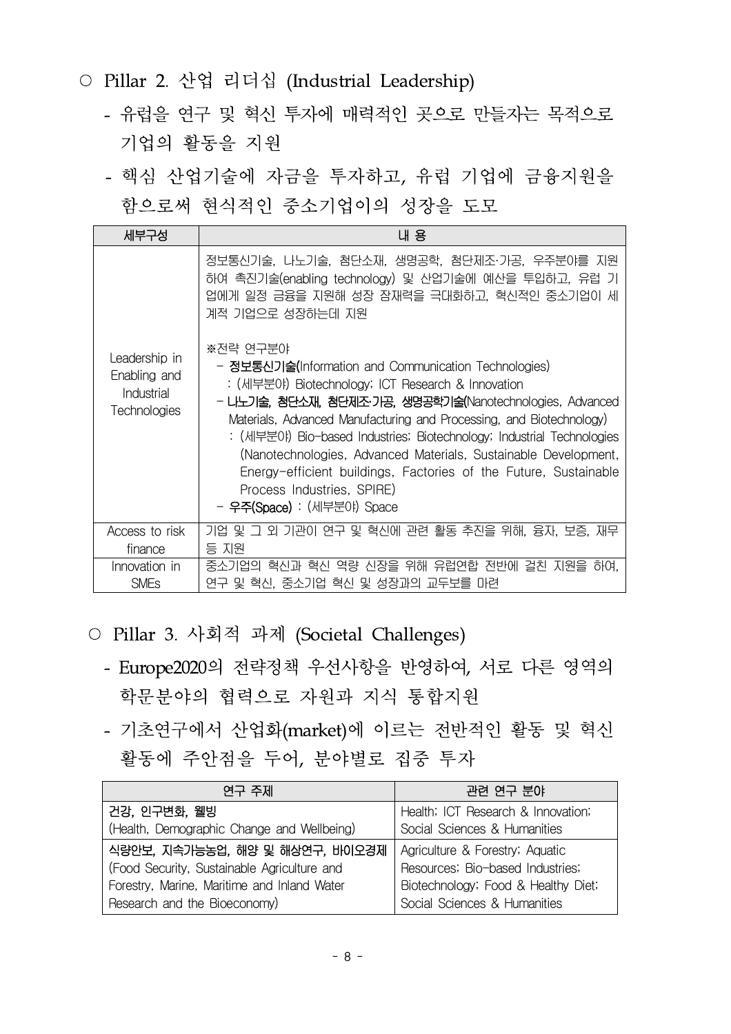○ Pillar 2. 산업 리더십 (Industrial Leadership)

- 유럽을 연구 및 혁신 투자에 매력적인 곳으로 만들자는 목적으로 기업의 활동을 지원
- 핵심 산업기술에 자금을 투자하고, 유럽 기업에 금융지원을 함으로써 현식적인 중소기업이의 성장을 도모

| 세부구성 | 내 용 |
| --- | --- |
| Leadership in Enabling and Industrial Technologies | 정보통신기술, 나노기술, 첨단소재, 생명공학, 첨단제조·가공, 우주분야를 지원하여 촉진기술(enabling technology) 및 산업기술에 예산을 투입하고, 유럽 기업에게 일정 금융을 지원해 성장 잠재력을 극대화하고, 혁신적인 중소기업이 세계적 기업으로 성장하는데 지원<br><br>※전략 연구분야<br>- **정보통신기술**(Information and Communication Technologies)<br>: (세부분야) Biotechnology; ICT Research & Innovation<br>- **나노기술, 첨단소재, 첨단제조·가공, 생명공학기술**(Nanotechnologies, Advanced Materials, Advanced Manufacturing and Processing, and Biotechnology)<br>: (세부분야) Bio-based Industries; Biotechnology; Industrial Technologies (Nanotechnologies, Advanced Materials, Sustainable Development, Energy-efficient buildings, Factories of the Future, Sustainable Process Industries, SPIRE)<br>- **우주(Space)** : (세부분야) Space |
| Access to risk finance | 기업 및 그 외 기관이 연구 및 혁신에 관련 활동 추진을 위해, 융자, 보증, 재무 등 지원 |
| Innovation in SMEs | 중소기업의 혁신과 혁신 역량 신장을 위해 유럽연합 전반에 걸친 지원을 하여, 연구 및 혁신, 중소기업 혁신 및 성장과의 교두보를 마련 |

○ Pillar 3. 사회적 과제 (Societal Challenges)

- Europe2020의 전략정책 우선사항을 반영하여, 서로 다른 영역의 학문분야의 협력으로 자원과 지식 통합지원
- 기초연구에서 산업화(market)에 이르는 전반적인 활동 및 혁신 활동에 주안점을 두어, 분야별로 집중 투자

| 연구 주제 | 관련 연구 분야 |
| --- | --- |
| **건강, 인구변화, 웰빙**<br>(Health, Demographic Change and Wellbeing) | Health; ICT Research & Innovation; Social Sciences & Humanities |
| **식량안보, 지속가능농업, 해양 및 해상연구, 바이오경제**<br>(Food Security, Sustainable Agriculture and Forestry, Marine, Maritime and Inland Water Research and the Bioeconomy) | Agriculture & Forestry; Aquatic Resources; Bio-based Industries; Biotechnology; Food & Healthy Diet; Social Sciences & Humanities |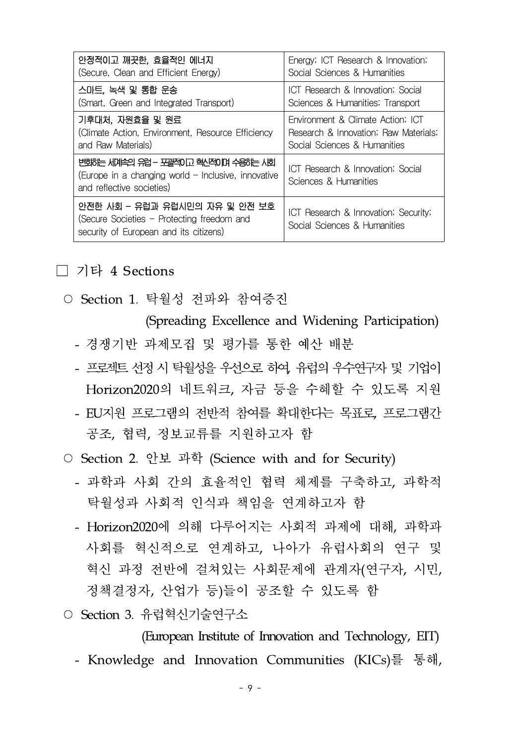| | |
|---|---|
| 안정적이고 깨끗한, 효율적인 에너지<br>(Secure, Clean and Efficient Energy) | Energy; ICT Research & Innovation; Social Sciences & Humanities |
| 스마트, 녹색 및 통합 운송<br>(Smart, Green and Integrated Transport) | ICT Research & Innovation; Social Sciences & Humanities; Transport |
| 기후대처, 자원효율 및 원료<br>(Climate Action, Environment, Resource Efficiency and Raw Materials) | Environment & Climate Action; ICT Research & Innovation; Raw Materials; Social Sciences & Humanities |
| 변화하는 세계속의 유럽 – 포괄적이고 혁신적이며 수용하는 사회<br>(Europe in a changing world – Inclusive, innovative and reflective societies) | ICT Research & Innovation; Social Sciences & Humanities |
| 안전한 사회 – 유럽과 유럽시민의 자유 및 안전 보호<br>(Secure Societies – Protecting freedom and security of European and its citizens) | ICT Research & Innovation; Security; Social Sciences & Humanities |

□ 기타 4 Sections

○ Section 1. 탁월성 전파와 참여증진 (Spreading Excellence and Widening Participation)

- 경쟁기반 과제모집 및 평가를 통한 예산 배분
- 프로젝트 선정 시 탁월성을 우선으로 하여, 유럽의 우수연구자 및 기업이 Horizon2020의 네트워크, 자금 등을 수혜할 수 있도록 지원
- EU지원 프로그램의 전반적 참여를 확대한다는 목표로, 프로그램간 공조, 협력, 정보교류를 지원하고자 함

○ Section 2. 안보 과학 (Science with and for Security)

- 과학과 사회 간의 효율적인 협력 체제를 구축하고, 과학적 탁월성과 사회적 인식과 책임을 연계하고자 함
- Horizon2020에 의해 다루어지는 사회적 과제에 대해, 과학과 사회를 혁신적으로 연계하고, 나아가 유럽사회의 연구 및 혁신 과정 전반에 걸쳐있는 사회문제에 관계자(연구자, 시민, 정책결정자, 산업가 등)들이 공조할 수 있도록 함

○ Section 3. 유럽혁신기술연구소 (European Institute of Innovation and Technology, EIT)

- Knowledge and Innovation Communities (KICs)를 통해,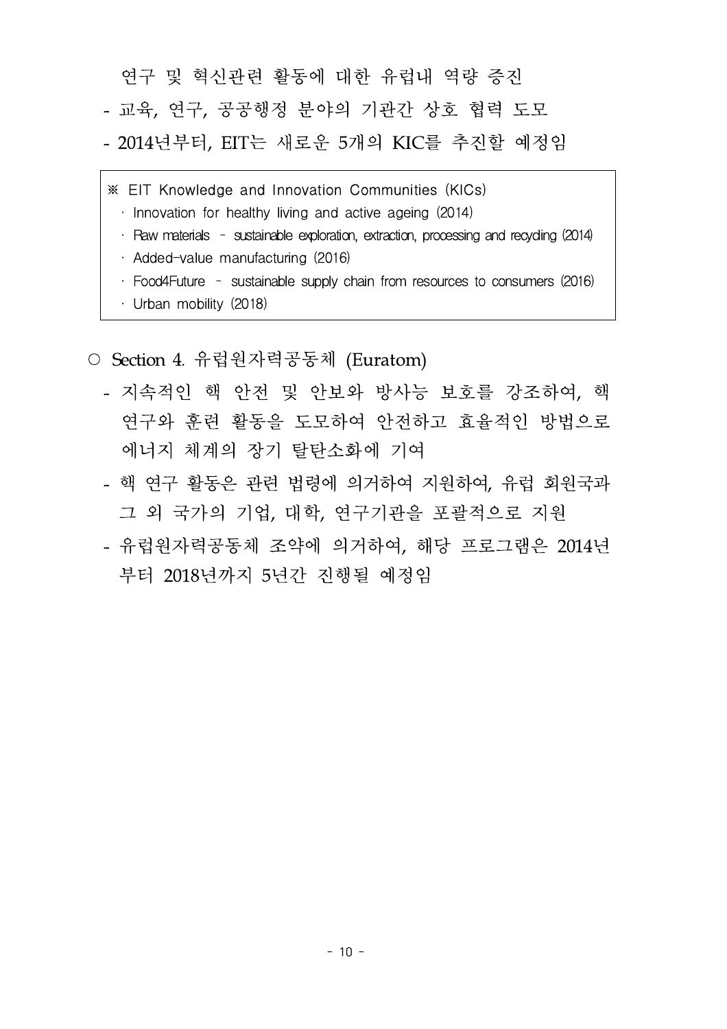연구 및 혁신관련 활동에 대한 유럽내 역량 증진

- 교육, 연구, 공공행정 분야의 기관간 상호 협력 도모
- 2014년부터, EIT는 새로운 5개의 KIC를 추진할 예정임

> ※ EIT Knowledge and Innovation Communities (KICs)
> · Innovation for healthy living and active ageing (2014)
> · Raw materials - sustainable exploration, extraction, processing and recycling (2014)
> · Added-value manufacturing (2016)
> · Food4Future - sustainable supply chain from resources to consumers (2016)
> · Urban mobility (2018)

○ Section 4. 유럽원자력공동체 (Euratom)

- 지속적인 핵 안전 및 안보와 방사능 보호를 강조하여, 핵 연구와 훈련 활동을 도모하여 안전하고 효율적인 방법으로 에너지 체계의 장기 탈탄소화에 기여
- 핵 연구 활동은 관련 법령에 의거하여 지원하여, 유럽 회원국과 그 외 국가의 기업, 대학, 연구기관을 포괄적으로 지원
- 유럽원자력공동체 조약에 의거하여, 해당 프로그램은 2014년부터 2018년까지 5년간 진행될 예정임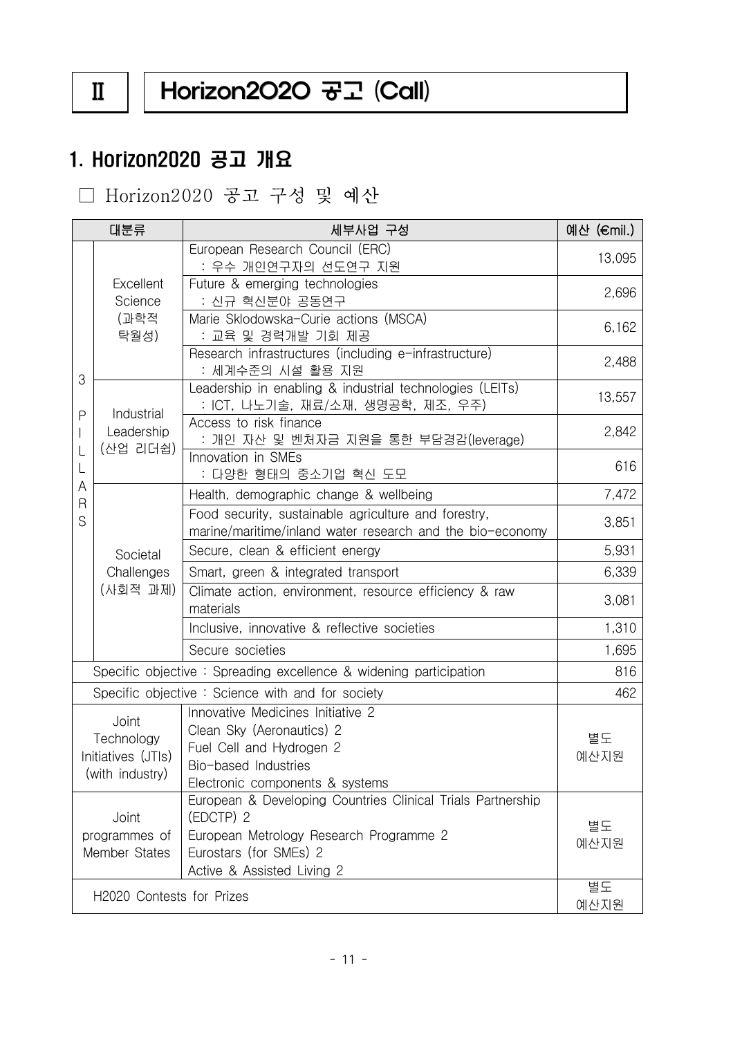# Ⅱ Horizon2020 공고 (Call)

## 1. Horizon2020 공고 개요

□ Horizon2020 공고 구성 및 예산

| 대분류 | | 세부사업 구성 | 예산 (€mil.) |
|---|---|---|---|
| 3 PILLARS | Excellent Science (과학적 탁월성) | European Research Council (ERC) : 우수 개인연구자의 선도연구 지원 | 13,095 |
| | | Future & emerging technologies : 신규 혁신분야 공동연구 | 2,696 |
| | | Marie Sklodowska-Curie actions (MSCA) : 교육 및 경력개발 기회 제공 | 6,162 |
| | | Research infrastructures (including e-infrastructure) : 세계수준의 시설 활용 지원 | 2,488 |
| | Industrial Leadership (산업 리더쉽) | Leadership in enabling & industrial technologies (LEITs) : ICT, 나노기술, 재료/소재, 생명공학, 제조, 우주) | 13,557 |
| | | Access to risk finance : 개인 자산 및 벤처자금 지원을 통한 부담경감(leverage) | 2,842 |
| | | Innovation in SMEs : 다양한 형태의 중소기업 혁신 도모 | 616 |
| | Societal Challenges (사회적 과제) | Health, demographic change & wellbeing | 7,472 |
| | | Food security, sustainable agriculture and forestry, marine/maritime/inland water research and the bio-economy | 3,851 |
| | | Secure, clean & efficient energy | 5,931 |
| | | Smart, green & integrated transport | 6,339 |
| | | Climate action, environment, resource efficiency & raw materials | 3,081 |
| | | Inclusive, innovative & reflective societies | 1,310 |
| | | Secure societies | 1,695 |
| Specific objective : Spreading excellence & widening participation | | | 816 |
| Specific objective : Science with and for society | | | 462 |
| Joint Technology Initiatives (JTIs) (with industry) | | Innovative Medicines Initiative 2<br>Clean Sky (Aeronautics) 2<br>Fuel Cell and Hydrogen 2<br>Bio-based Industries<br>Electronic components & systems | 별도 예산지원 |
| Joint programmes of Member States | | European & Developing Countries Clinical Trials Partnership (EDCTP) 2<br>European Metrology Research Programme 2<br>Eurostars (for SMEs) 2<br>Active & Assisted Living 2 | 별도 예산지원 |
| H2020 Contests for Prizes | | | 별도 예산지원 |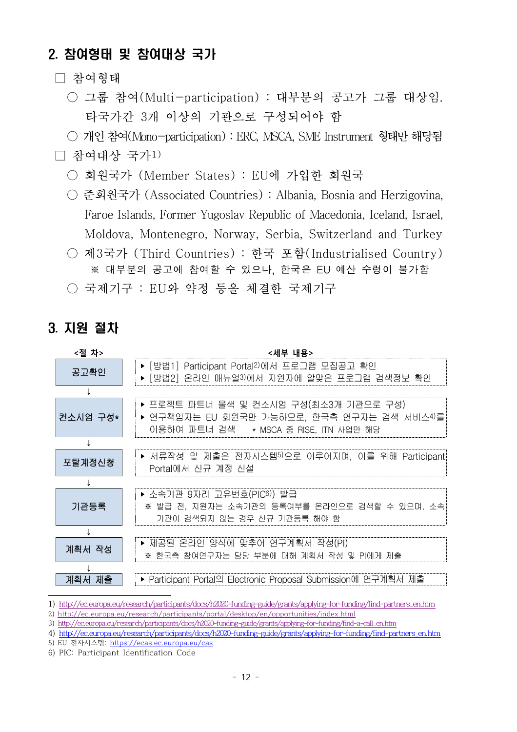## 2. 참여형태 및 참여대상 국가

☐ 참여형태

○ 그룹 참여(Multi-participation) : 대부분의 공고가 그룹 대상임. 타국가간 3개 이상의 기관으로 구성되어야 함

○ 개인 참여(Mono-participation) : ERC, MSCA, SME Instrument 형태만 해당됨

☐ 참여대상 국가[1)]

○ 회원국가 (Member States) : EU에 가입한 회원국

○ 준회원국가 (Associated Countries) : Albania, Bosnia and Herzigovina, Faroe Islands, Former Yugoslav Republic of Macedonia, Iceland, Israel, Moldova, Montenegro, Norway, Serbia, Switzerland and Turkey

○ 제3국가 (Third Countries) : 한국 포함(Industrialised Country)

※ 대부분의 공고에 참여할 수 있으나, 한국은 EU 예산 수령이 불가함

○ 국제기구 : EU와 약정 등을 체결한 국제기구

## 3. 지원 절차

| <절 차> | <세부 내용> |
|---|---|
| 공고확인 | ▸ [방법1] Participant Portal[2)]에서 프로그램 모집공고 확인<br>▸ [방법2] 온라인 매뉴얼[3)]에서 지원자에 알맞은 프로그램 검색정보 확인 |
| ↓ | |
| 컨소시엄 구성* | ▸ 프로젝트 파트너 물색 및 컨소시엄 구성(최소3개 기관으로 구성)<br>▸ 연구책임자는 EU 회원국만 가능하므로, 한국측 연구자는 검색 서비스[4)]를 이용하여 파트너 검색 * MSCA 중 RISE, ITN 사업만 해당 |
| ↓ | |
| 포탈계정신청 | ▸ 서류작성 및 제출은 전자시스템[5)]으로 이루어지며, 이를 위해 Participant Portal에서 신규 계정 신설 |
| ↓ | |
| 기관등록 | ▸ 소속기관 9자리 고유번호(PIC[6)]) 발급<br>※ 발급 전, 지원자는 소속기관의 등록여부를 온라인으로 검색할 수 있으며, 소속기관이 검색되지 않는 경우 신규 기관등록 해야 함 |
| ↓ | |
| 계획서 작성 | ▸ 제공된 온라인 양식에 맞추어 연구계획서 작성(PI)<br>※ 한국측 참여연구자는 담당 부분에 대해 계획서 작성 및 PI에게 제출 |
| ↓ | |
| 계획서 제출 | ▸ Participant Portal의 Electronic Proposal Submission에 연구계획서 제출 |

---

1) http://ec.europa.eu/research/participants/docs/h2020-funding-guide/grants/applying-for-funding/find-partners_en.htm
2) http://ec.europa.eu/research/participants/portal/desktop/en/opportunities/index.html
3) http://ec.europa.eu/research/participants/docs/h2020-funding-guide/grants/applying-for-funding/find-a-call_en.htm
4) http://ec.europa.eu/research/participants/docs/h2020-funding-guide/grants/applying-for-funding/find-partners_en.htm
5) EU 전자시스템: https://ecas.ec.europa.eu/cas
6) PIC: Participant Identification Code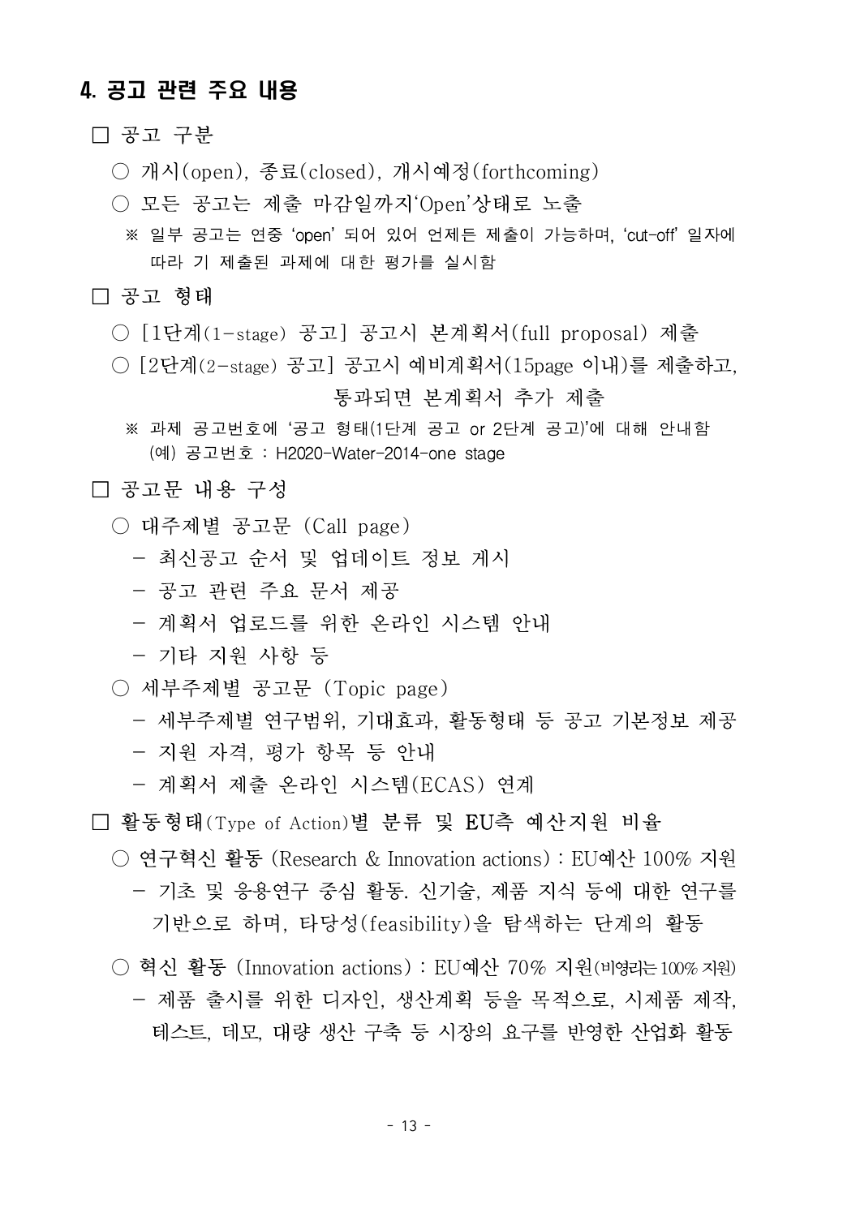## 4. 공고 관련 주요 내용

□ 공고 구분

○ 개시(open), 종료(closed), 개시예정(forthcoming)

○ 모든 공고는 제출 마감일까지'Open'상태로 노출

※ 일부 공고는 연중 'open' 되어 있어 언제든 제출이 가능하며, 'cut-off' 일자에 따라 기 제출된 과제에 대한 평가를 실시함

□ 공고 형태

○ [1단계(1-stage) 공고] 공고시 본계획서(full proposal) 제출

○ [2단계(2-stage) 공고] 공고시 예비계획서(15page 이내)를 제출하고, 통과되면 본계획서 추가 제출

※ 과제 공고번호에 '공고 형태(1단계 공고 or 2단계 공고)'에 대해 안내함
(예) 공고번호 : H2020-Water-2014-one stage

□ 공고문 내용 구성

○ 대주제별 공고문 (Call page)

- 최신공고 순서 및 업데이트 정보 게시
- 공고 관련 주요 문서 제공
- 계획서 업로드를 위한 온라인 시스템 안내
- 기타 지원 사항 등

○ 세부주제별 공고문 (Topic page)

- 세부주제별 연구범위, 기대효과, 활동형태 등 공고 기본정보 제공
- 지원 자격, 평가 항목 등 안내
- 계획서 제출 온라인 시스템(ECAS) 연계

□ **활동형태(Type of Action)별 분류 및 EU측 예산지원 비율**

○ **연구혁신 활동** (Research & Innovation actions) : EU예산 100% 지원

- 기초 및 응용연구 중심 활동. 신기술, 제품 지식 등에 대한 연구를 기반으로 하며, 타당성(feasibility)을 탐색하는 단계의 활동

○ **혁신 활동** (Innovation actions) : EU예산 70% 지원(비영리는 100% 지원)

- 제품 출시를 위한 디자인, 생산계획 등을 목적으로, 시제품 제작, 테스트, 데모, 대량 생산 구축 등 시장의 요구를 반영한 산업화 활동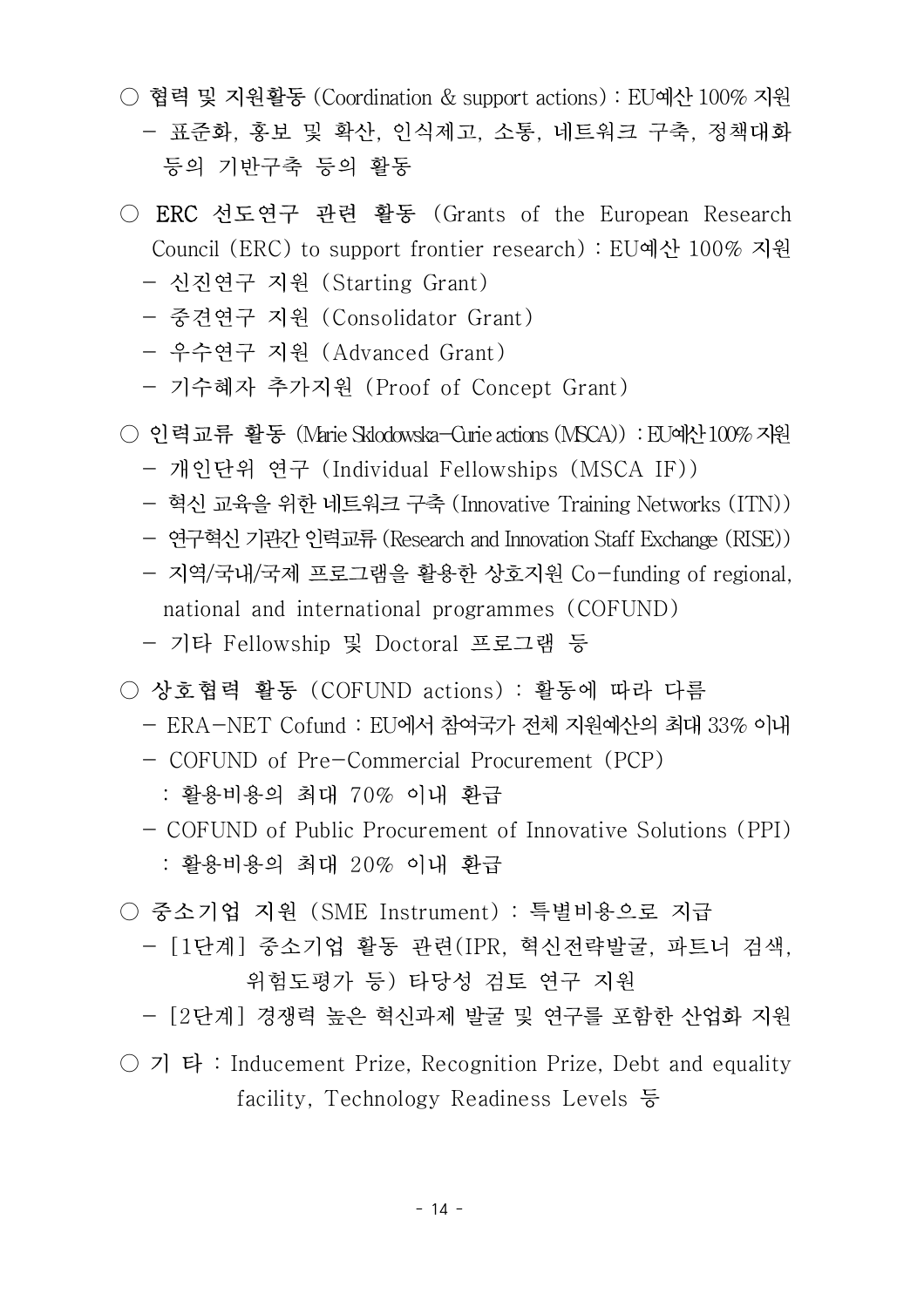○ 협력 및 지원활동 (Coordination & support actions) : EU예산 100% 지원

- 표준화, 홍보 및 확산, 인식제고, 소통, 네트워크 구축, 정책대화 등의 기반구축 등의 활동

○ ERC 선도연구 관련 활동 (Grants of the European Research Council (ERC) to support frontier research) : EU예산 100% 지원

- 신진연구 지원 (Starting Grant)
- 중견연구 지원 (Consolidator Grant)
- 우수연구 지원 (Advanced Grant)
- 기수혜자 추가지원 (Proof of Concept Grant)

○ 인력교류 활동 (Marie Sklodowska-Curie actions (MSCA)) : EU예산 100% 지원

- 개인단위 연구 (Individual Fellowships (MSCA IF))
- 혁신 교육을 위한 네트워크 구축 (Innovative Training Networks (ITN))
- 연구혁신 기관간 인력교류 (Research and Innovation Staff Exchange (RISE))
- 지역/국내/국제 프로그램을 활용한 상호지원 Co-funding of regional, national and international programmes (COFUND)
- 기타 Fellowship 및 Doctoral 프로그램 등

○ 상호협력 활동 (COFUND actions) : 활동에 따라 다름

- ERA-NET Cofund : EU에서 참여국가 전체 지원예산의 최대 33% 이내
- COFUND of Pre-Commercial Procurement (PCP)
  : 활용비용의 최대 70% 이내 환급
- COFUND of Public Procurement of Innovative Solutions (PPI)
  : 활용비용의 최대 20% 이내 환급

○ 중소기업 지원 (SME Instrument) : 특별비용으로 지급

- [1단계] 중소기업 활동 관련(IPR, 혁신전략발굴, 파트너 검색, 위험도평가 등) 타당성 검토 연구 지원
- [2단계] 경쟁력 높은 혁신과제 발굴 및 연구를 포함한 산업화 지원

○ 기 타 : Inducement Prize, Recognition Prize, Debt and equality facility, Technology Readiness Levels 등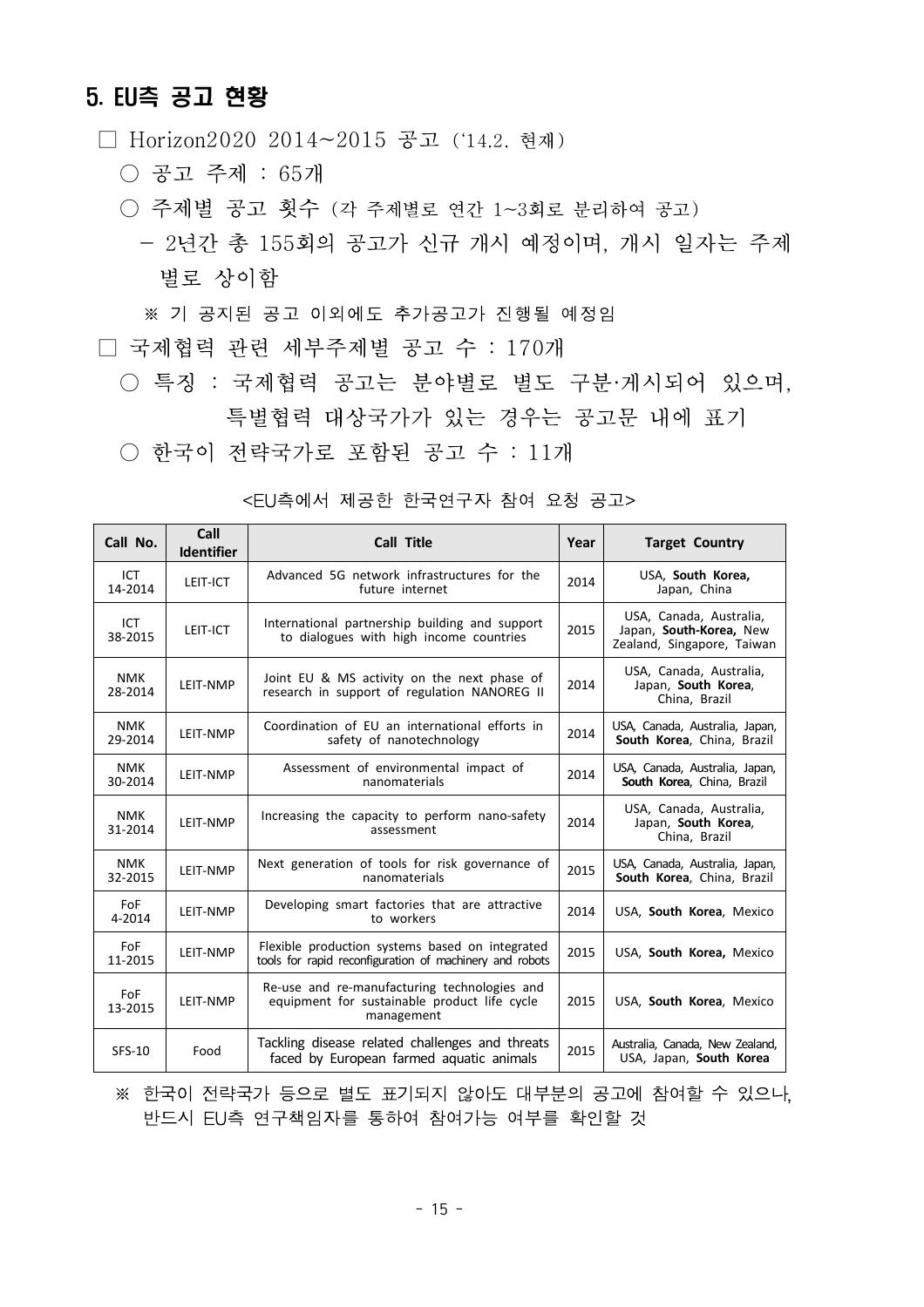## 5. EU측 공고 현황

□ Horizon2020 2014~2015 공고 ('14.2. 현재)

○ 공고 주제 : 65개

○ 주제별 공고 횟수 (각 주제별로 연간 1~3회로 분리하여 공고)

- 2년간 총 155회의 공고가 신규 개시 예정이며, 개시 일자는 주제별로 상이함

※ 기 공지된 공고 이외에도 추가공고가 진행될 예정임

□ 국제협력 관련 세부주제별 공고 수 : 170개

○ 특징 : 국제협력 공고는 분야별로 별도 구분·게시되어 있으며, 특별협력 대상국가가 있는 경우는 공고문 내에 표기

○ 한국이 전략국가로 포함된 공고 수 : 11개

<EU측에서 제공한 한국연구자 참여 요청 공고>

| Call No. | Call Identifier | Call Title | Year | Target Country |
|---|---|---|---|---|
| ICT 14-2014 | LEIT-ICT | Advanced 5G network infrastructures for the future internet | 2014 | USA, **South Korea,** Japan, China |
| ICT 38-2015 | LEIT-ICT | International partnership building and support to dialogues with high income countries | 2015 | USA, Canada, Australia, Japan, **South-Korea,** New Zealand, Singapore, Taiwan |
| NMK 28-2014 | LEIT-NMP | Joint EU & MS activity on the next phase of research in support of regulation NANOREG II | 2014 | USA, Canada, Australia, Japan, **South Korea**, China, Brazil |
| NMK 29-2014 | LEIT-NMP | Coordination of EU an international efforts in safety of nanotechnology | 2014 | USA, Canada, Australia, Japan, **South Korea**, China, Brazil |
| NMK 30-2014 | LEIT-NMP | Assessment of environmental impact of nanomaterials | 2014 | USA, Canada, Australia, Japan, **South Korea**, China, Brazil |
| NMK 31-2014 | LEIT-NMP | Increasing the capacity to perform nano-safety assessment | 2014 | USA, Canada, Australia, Japan, **South Korea**, China, Brazil |
| NMK 32-2015 | LEIT-NMP | Next generation of tools for risk governance of nanomaterials | 2015 | USA, Canada, Australia, Japan, **South Korea**, China, Brazil |
| FoF 4-2014 | LEIT-NMP | Developing smart factories that are attractive to workers | 2014 | USA, **South Korea**, Mexico |
| FoF 11-2015 | LEIT-NMP | Flexible production systems based on integrated tools for rapid reconfiguration of machinery and robots | 2015 | USA, **South Korea,** Mexico |
| FoF 13-2015 | LEIT-NMP | Re-use and re-manufacturing technologies and equipment for sustainable product life cycle management | 2015 | USA, **South Korea**, Mexico |
| SFS-10 | Food | Tackling disease related challenges and threats faced by European farmed aquatic animals | 2015 | Australia, Canada, New Zealand, USA, Japan, **South Korea** |

※ 한국이 전략국가 등으로 별도 표기되지 않아도 대부분의 공고에 참여할 수 있으나, 반드시 EU측 연구책임자를 통하여 참여가능 여부를 확인할 것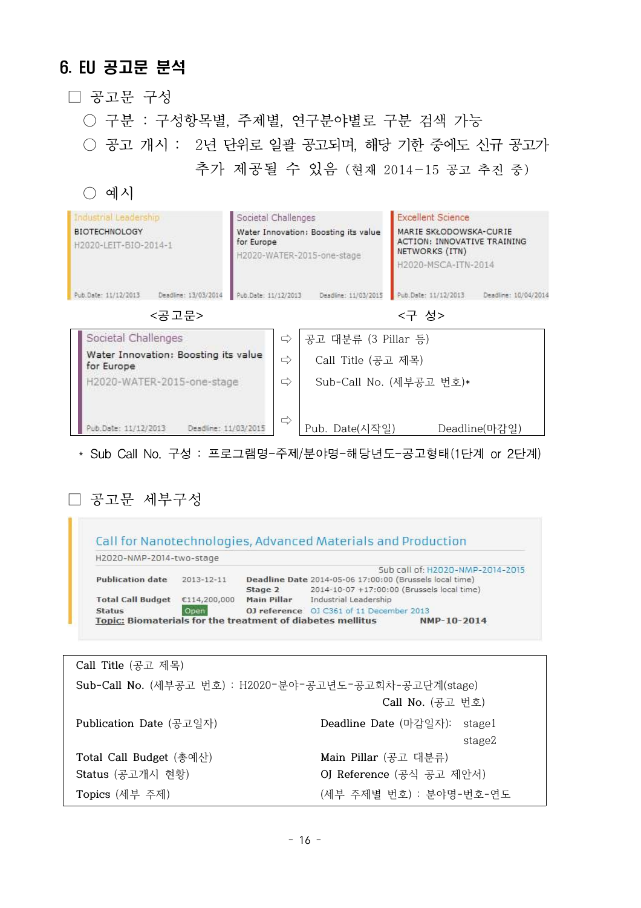## 6. EU 공고문 분석

□ 공고문 구성

○ 구분 : 구성항목별, 주제별, 연구분야별로 구분 검색 가능

○ 공고 개시 : 2년 단위로 일괄 공고되며, 해당 기한 중에도 신규 공고가 추가 제공될 수 있음 (현재 2014-15 공고 추진 중)

○ 예시

| Industrial Leadership | Societal Challenges | Excellent Science |
|---|---|---|
| BIOTECHNOLOGY | Water Innovation: Boosting its value for Europe | MARIE SKŁODOWSKA-CURIE ACTION: INNOVATIVE TRAINING NETWORKS (ITN) |
| H2020-LEIT-BIO-2014-1 | H2020-WATER-2015-one-stage | H2020-MSCA-ITN-2014 |
| Pub.Date: 11/12/2013 Deadline: 13/03/2014 | Pub.Date: 11/12/2013 Deadline: 11/03/2015 | Pub.Date: 11/12/2013 Deadline: 10/04/2014 |

| <공고문> | <구 성> |
|---|---|
| Societal Challenges | ⇨ 공고 대분류 (3 Pillar 등) |
| Water Innovation: Boosting its value for Europe | ⇨ Call Title (공고 제목) |
| H2020-WATER-2015-one-stage | ⇨ Sub-Call No. (세부공고 번호)* |
| Pub.Date: 11/12/2013 Deadline: 11/03/2015 | ⇨ Pub. Date(시작일) Deadline(마감일) |

* Sub Call No. 구성 : 프로그램명-주제/분야명-해당년도-공고형태(1단계 or 2단계)

□ 공고문 세부구성

**Call for Nanotechnologies, Advanced Materials and Production**

H2020-NMP-2014-two-stage

Sub call of: H2020-NMP-2014-2015

| | | | |
|---|---|---|---|
| **Publication date** | 2013-12-11 | **Deadline Date** | 2014-05-06 17:00:00 (Brussels local time) |
| | | **Stage 2** | 2014-10-07 +17:00:00 (Brussels local time) |
| **Total Call Budget** | €114,200,000 | **Main Pillar** | Industrial Leadership |
| **Status** | Open | **OJ reference** | OJ C361 of 11 December 2013 |

**Topic: Biomaterials for the treatment of diabetes mellitus** **NMP-10-2014**

| | |
|---|---|
| Call Title (공고 제목) | |
| Sub-Call No. (세부공고 번호) : H2020-분야-공고년도-공고회차-공고단계(stage) | |
| | Call No. (공고 번호) |
| Publication Date (공고일자) | Deadline Date (마감일자): stage1 |
| | stage2 |
| Total Call Budget (총예산) | Main Pillar (공고 대분류) |
| Status (공고개시 현황) | OJ Reference (공식 공고 제안서) |
| Topics (세부 주제) | (세부 주제별 번호) : 분야명-번호-연도 |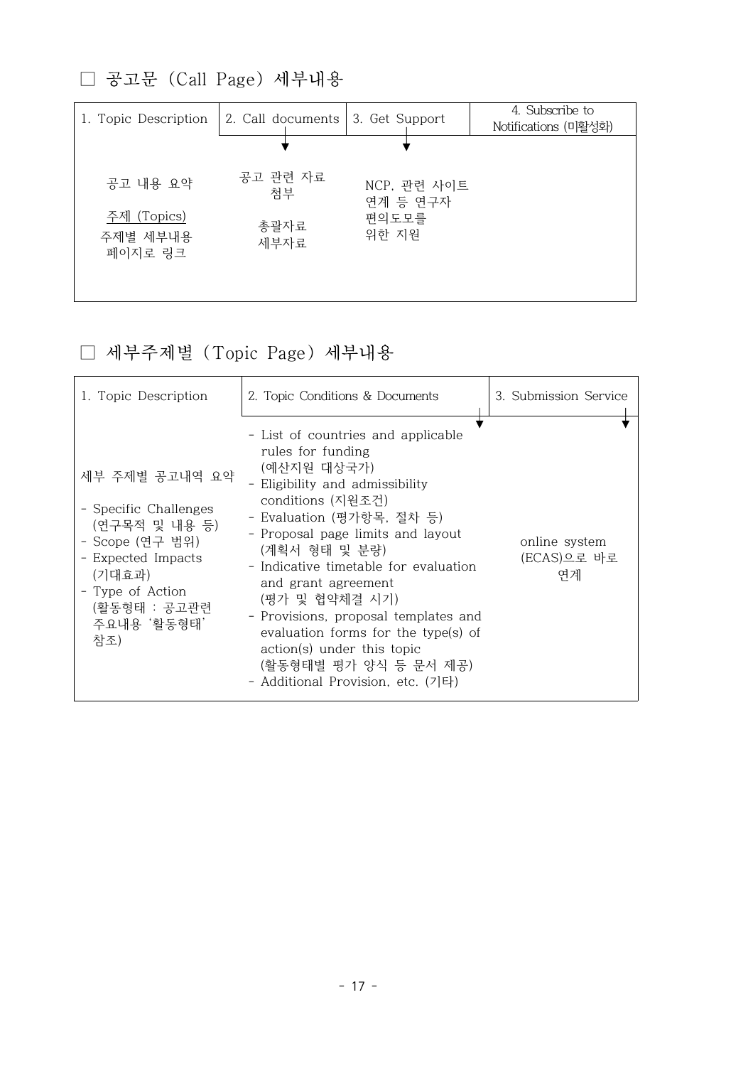□ 공고문 (Call Page) 세부내용

| 1. Topic Description | 2. Call documents | 3. Get Support | 4. Subscribe to Notifications (미활성화) |
|---|---|---|---|
| 공고 내용 요약<br><br>주제 (Topics)<br>주제별 세부내용 페이지로 링크 | 공고 관련 자료 첨부<br><br>총괄자료<br>세부자료 | NCP, 관련 사이트 연계 등 연구자 편의도모를 위한 지원 | |

□ 세부주제별 (Topic Page) 세부내용

| 1. Topic Description | 2. Topic Conditions & Documents | 3. Submission Service |
|---|---|---|
| 세부 주제별 공고내역 요약<br><br>- Specific Challenges (연구목적 및 내용 등)<br>- Scope (연구 범위)<br>- Expected Impacts (기대효과)<br>- Type of Action (활동형태 : 공고관련 주요내용 '활동형태' 참조) | - List of countries and applicable rules for funding (예산지원 대상국가)<br>- Eligibility and admissibility conditions (지원조건)<br>- Evaluation (평가항목, 절차 등)<br>- Proposal page limits and layout (계획서 형태 및 분량)<br>- Indicative timetable for evaluation and grant agreement (평가 및 협약체결 시기)<br>- Provisions, proposal templates and evaluation forms for the type(s) of action(s) under this topic (활동형태별 평가 양식 등 문서 제공)<br>- Additional Provision, etc. (기타) | online system (ECAS)으로 바로 연계 |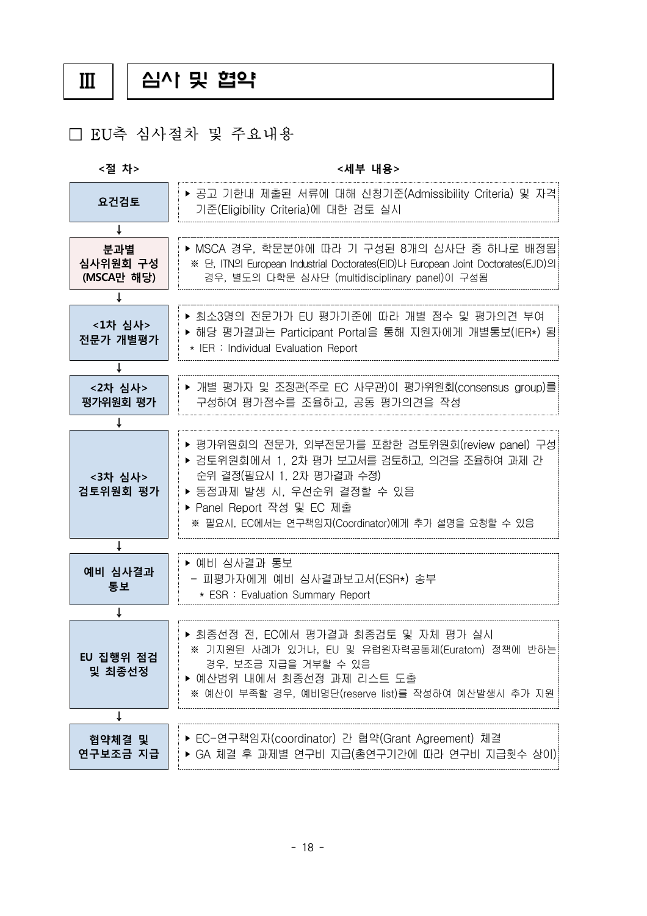# Ⅲ 심사 및 협약

## □ EU측 심사절차 및 주요내용

| <절 차> | <세부 내용> |
|---|---|
| 요건검토 | ▶ 공고 기한내 제출된 서류에 대해 신청기준(Admissibility Criteria) 및 자격기준(Eligibility Criteria)에 대한 검토 실시 |
| ↓ | |
| 분과별 심사위원회 구성 (MSCA만 해당) | ▶ MSCA 경우, 학문분야에 따라 기 구성된 8개의 심사단 중 하나로 배정됨<br>※ 단, ITN의 European Industrial Doctorates(EID)나 European Joint Doctorates(EJD)의 경우, 별도의 다학문 심사단 (multidisciplinary panel)이 구성됨 |
| ↓ | |
| <1차 심사> 전문가 개별평가 | ▶ 최소3명의 전문가가 EU 평가기준에 따라 개별 점수 및 평가의견 부여<br>▶ 해당 평가결과는 Participant Portal을 통해 지원자에게 개별통보(IER*) 됨<br>* IER : Individual Evaluation Report |
| ↓ | |
| <2차 심사> 평가위원회 평가 | ▶ 개별 평가자 및 조정관(주로 EC 사무관)이 평가위원회(consensus group)를 구성하여 평가점수를 조율하고, 공동 평가의견을 작성 |
| ↓ | |
| <3차 심사> 검토위원회 평가 | ▶ 평가위원회의 전문가, 외부전문가를 포함한 검토위원회(review panel) 구성<br>▶ 검토위원회에서 1, 2차 평가 보고서를 검토하고, 의견을 조율하여 과제 간 순위 결정(필요시 1, 2차 평가결과 수정)<br>▶ 동점과제 발생 시, 우선순위 결정할 수 있음<br>▶ Panel Report 작성 및 EC 제출<br>※ 필요시, EC에서는 연구책임자(Coordinator)에게 추가 설명을 요청할 수 있음 |
| ↓ | |
| 예비 심사결과 통보 | ▶ 예비 심사결과 통보<br>- 피평가자에게 예비 심사결과보고서(ESR*) 송부<br>* ESR : Evaluation Summary Report |
| ↓ | |
| EU 집행위 점검 및 최종선정 | ▶ 최종선정 전, EC에서 평가결과 최종검토 및 자체 평가 실시<br>※ 기지원된 사례가 있거나, EU 및 유럽원자력공동체(Euratom) 정책에 반하는 경우, 보조금 지급을 거부할 수 있음<br>▶ 예산범위 내에서 최종선정 과제 리스트 도출<br>※ 예산이 부족할 경우, 예비명단(reserve list)를 작성하여 예산발생시 추가 지원 |
| ↓ | |
| 협약체결 및 연구보조금 지급 | ▶ EC-연구책임자(coordinator) 간 협약(Grant Agreement) 체결<br>▶ GA 체결 후 과제별 연구비 지급(총연구기간에 따라 연구비 지급횟수 상이) |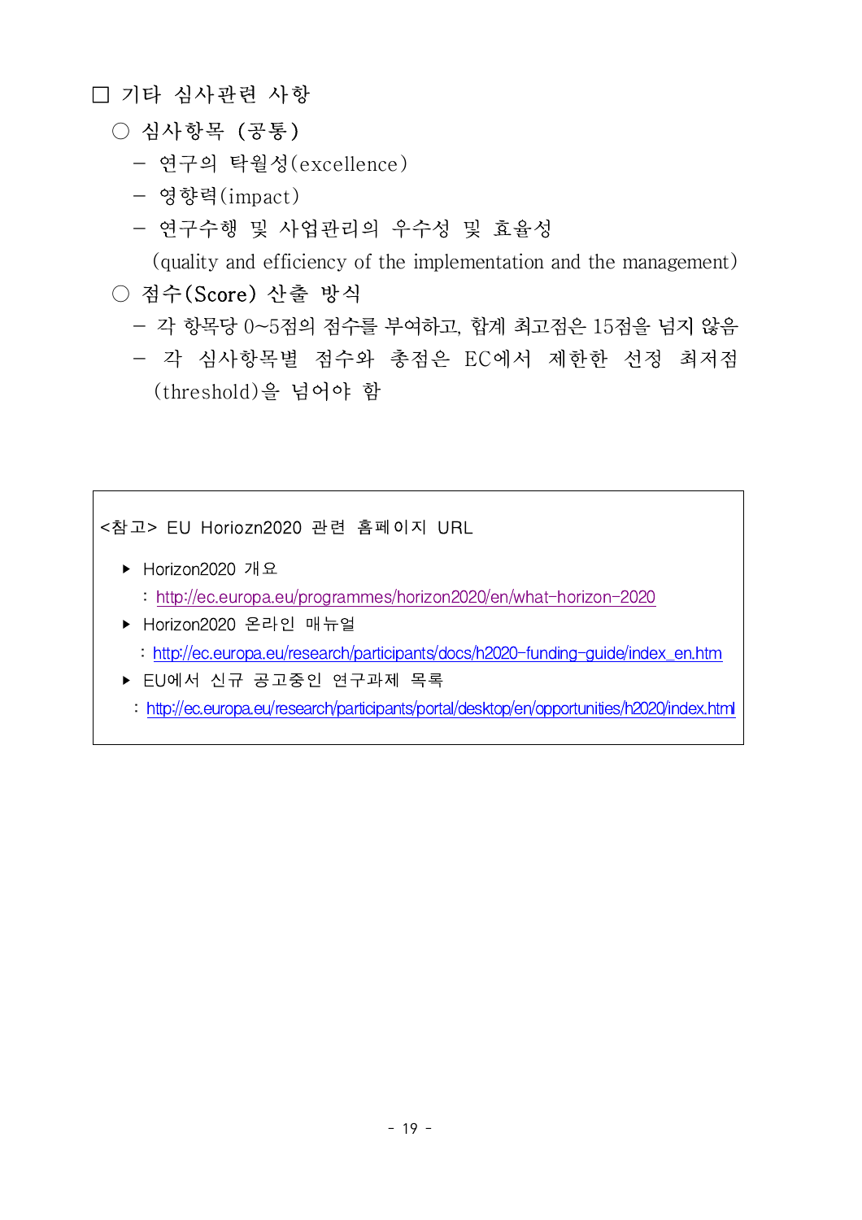□ 기타 심사관련 사항

○ 심사항목 (공통)

- 연구의 탁월성(excellence)
- 영향력(impact)
- 연구수행 및 사업관리의 우수성 및 효율성
  (quality and efficiency of the implementation and the management)

○ 점수(Score) 산출 방식

- 각 항목당 0~5점의 점수를 부여하고, 합계 최고점은 15점을 넘지 않음
- 각 심사항목별 점수와 총점은 EC에서 제한한 선정 최저점 (threshold)을 넘어야 함

<참고> EU Horiozn2020 관련 홈페이지 URL

- ▶ Horizon2020 개요
  : http://ec.europa.eu/programmes/horizon2020/en/what-horizon-2020
- ▶ Horizon2020 온라인 매뉴얼
  : http://ec.europa.eu/research/participants/docs/h2020-funding-guide/index_en.htm
- ▶ EU에서 신규 공고중인 연구과제 목록
  : http://ec.europa.eu/research/participants/portal/desktop/en/opportunities/h2020/index.html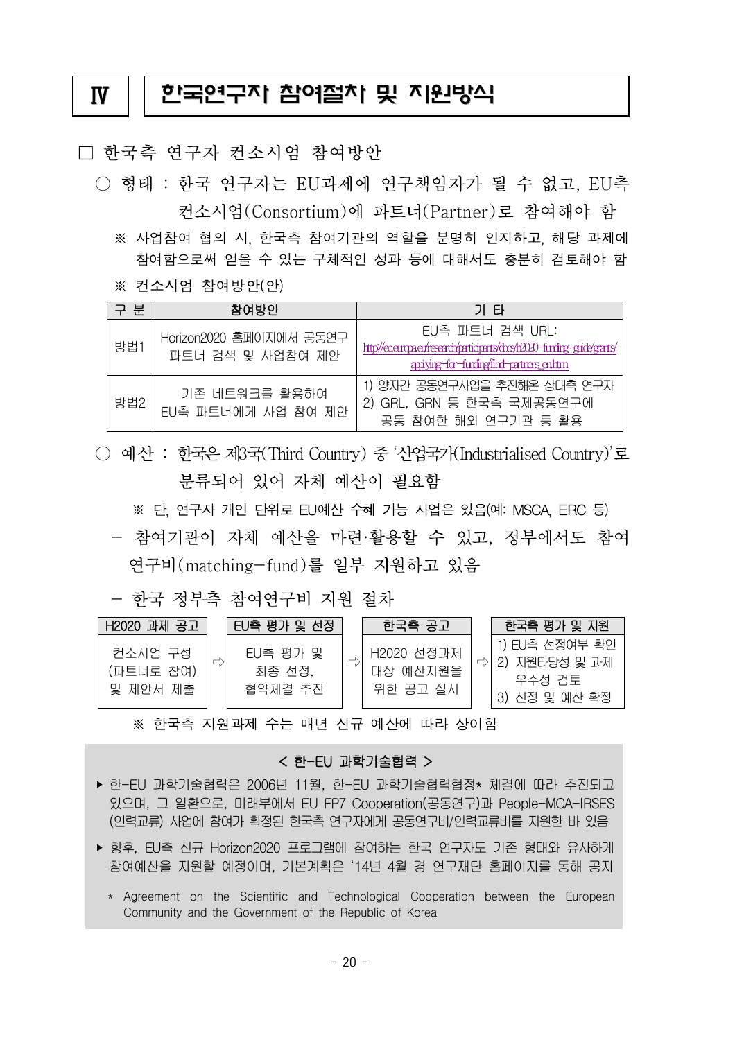# Ⅳ 한국연구자 참여절차 및 지원방식

□ 한국측 연구자 컨소시엄 참여방안

○ 형태 : 한국 연구자는 EU과제에 연구책임자가 될 수 없고, EU측 컨소시엄(Consortium)에 파트너(Partner)로 참여해야 함

※ 사업참여 협의 시, 한국측 참여기관의 역할을 분명히 인지하고, 해당 과제에 참여함으로써 얻을 수 있는 구체적인 성과 등에 대해서도 충분히 검토해야 함

※ 컨소시엄 참여방안(안)

| 구 분 | 참여방안 | 기 타 |
|---|---|---|
| 방법1 | Horizon2020 홈페이지에서 공동연구 파트너 검색 및 사업참여 제안 | EU측 파트너 검색 URL: http://ec.europa.eu/research/participants/docs/h2020-funding-guide/grants/applying-for-funding/find-partners_en.htm |
| 방법2 | 기존 네트워크를 활용하여 EU측 파트너에게 사업 참여 제안 | 1) 양자간 공동연구사업을 추진해온 상대측 연구자<br>2) GRL, GRN 등 한국측 국제공동연구에 공동 참여한 해외 연구기관 등 활용 |

○ 예산 : 한국은 제3국(Third Country) 중 '산업국가(Industrialised Country)'로 분류되어 있어 자체 예산이 필요함

※ 단, 연구자 개인 단위로 EU예산 수혜 가능 사업은 있음(예: MSCA, ERC 등)

– 참여기관이 자체 예산을 마련·활용할 수 있고, 정부에서도 참여 연구비(matching-fund)를 일부 지원하고 있음

– 한국 정부측 참여연구비 지원 절차

| H2020 과제 공고 | | EU측 평가 및 선정 | | 한국측 공고 | | 한국측 평가 및 지원 |
|---|---|---|---|---|---|---|
| 컨소시엄 구성 (파트너로 참여) 및 제안서 제출 | ⇨ | EU측 평가 및 최종 선정, 협약체결 추진 | ⇨ | H2020 선정과제 대상 예산지원을 위한 공고 실시 | ⇨ | 1) EU측 선정여부 확인<br>2) 지원타당성 및 과제 우수성 검토<br>3) 선정 및 예산 확정 |

※ 한국측 지원과제 수는 매년 신규 예산에 따라 상이함

< 한-EU 과학기술협력 >

▸ 한-EU 과학기술협력은 2006년 11월, 한-EU 과학기술협력협정* 체결에 따라 추진되고 있으며, 그 일환으로, 미래부에서 EU FP7 Cooperation(공동연구)과 People-MCA-IRSES(인력교류) 사업에 참여가 확정된 한국측 연구자에게 공동연구비/인력교류비를 지원한 바 있음

▸ 향후, EU측 신규 Horizon2020 프로그램에 참여하는 한국 연구자도 기존 형태와 유사하게 참여예산을 지원할 예정이며, 기본계획은 '14년 4월 경 연구재단 홈페이지를 통해 공지

* Agreement on the Scientific and Technological Cooperation between the European Community and the Government of the Republic of Korea